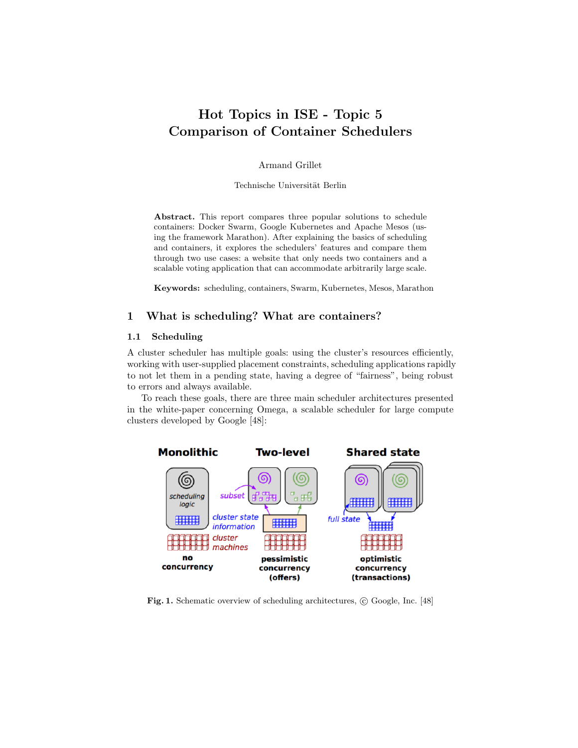# Hot Topics in ISE - Topic 5
# Comparison of Container Schedulers

Armand Grillet

Technische Universität Berlin

**Abstract.** This report compares three popular solutions to schedule containers: Docker Swarm, Google Kubernetes and Apache Mesos (using the framework Marathon). After explaining the basics of scheduling and containers, it explores the schedulers' features and compare them through two use cases: a website that only needs two containers and a scalable voting application that can accommodate arbitrarily large scale.

**Keywords:** scheduling, containers, Swarm, Kubernetes, Mesos, Marathon

## 1 What is scheduling? What are containers?

### 1.1 Scheduling

A cluster scheduler has multiple goals: using the cluster's resources efficiently, working with user-supplied placement constraints, scheduling applications rapidly to not let them in a pending state, having a degree of "fairness", being robust to errors and always available.

To reach these goals, there are three main scheduler architectures presented in the white-paper concerning Omega, a scalable scheduler for large compute clusters developed by Google [48]:

**Fig. 1.** Schematic overview of scheduling architectures, © Google, Inc. [48]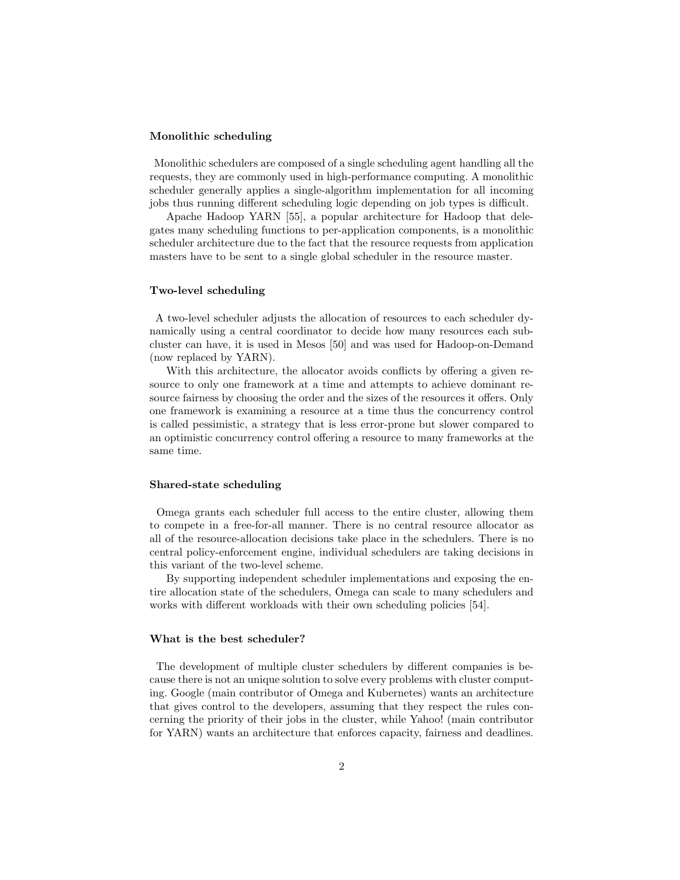### Monolithic scheduling

Monolithic schedulers are composed of a single scheduling agent handling all the requests, they are commonly used in high-performance computing. A monolithic scheduler generally applies a single-algorithm implementation for all incoming jobs thus running different scheduling logic depending on job types is difficult.

Apache Hadoop YARN [55], a popular architecture for Hadoop that delegates many scheduling functions to per-application components, is a monolithic scheduler architecture due to the fact that the resource requests from application masters have to be sent to a single global scheduler in the resource master.

### Two-level scheduling

A two-level scheduler adjusts the allocation of resources to each scheduler dynamically using a central coordinator to decide how many resources each subcluster can have, it is used in Mesos [50] and was used for Hadoop-on-Demand (now replaced by YARN).

With this architecture, the allocator avoids conflicts by offering a given resource to only one framework at a time and attempts to achieve dominant resource fairness by choosing the order and the sizes of the resources it offers. Only one framework is examining a resource at a time thus the concurrency control is called pessimistic, a strategy that is less error-prone but slower compared to an optimistic concurrency control offering a resource to many frameworks at the same time.

### Shared-state scheduling

Omega grants each scheduler full access to the entire cluster, allowing them to compete in a free-for-all manner. There is no central resource allocator as all of the resource-allocation decisions take place in the schedulers. There is no central policy-enforcement engine, individual schedulers are taking decisions in this variant of the two-level scheme.

By supporting independent scheduler implementations and exposing the entire allocation state of the schedulers, Omega can scale to many schedulers and works with different workloads with their own scheduling policies [54].

### What is the best scheduler?

The development of multiple cluster schedulers by different companies is because there is not an unique solution to solve every problems with cluster computing. Google (main contributor of Omega and Kubernetes) wants an architecture that gives control to the developers, assuming that they respect the rules concerning the priority of their jobs in the cluster, while Yahoo! (main contributor for YARN) wants an architecture that enforces capacity, fairness and deadlines.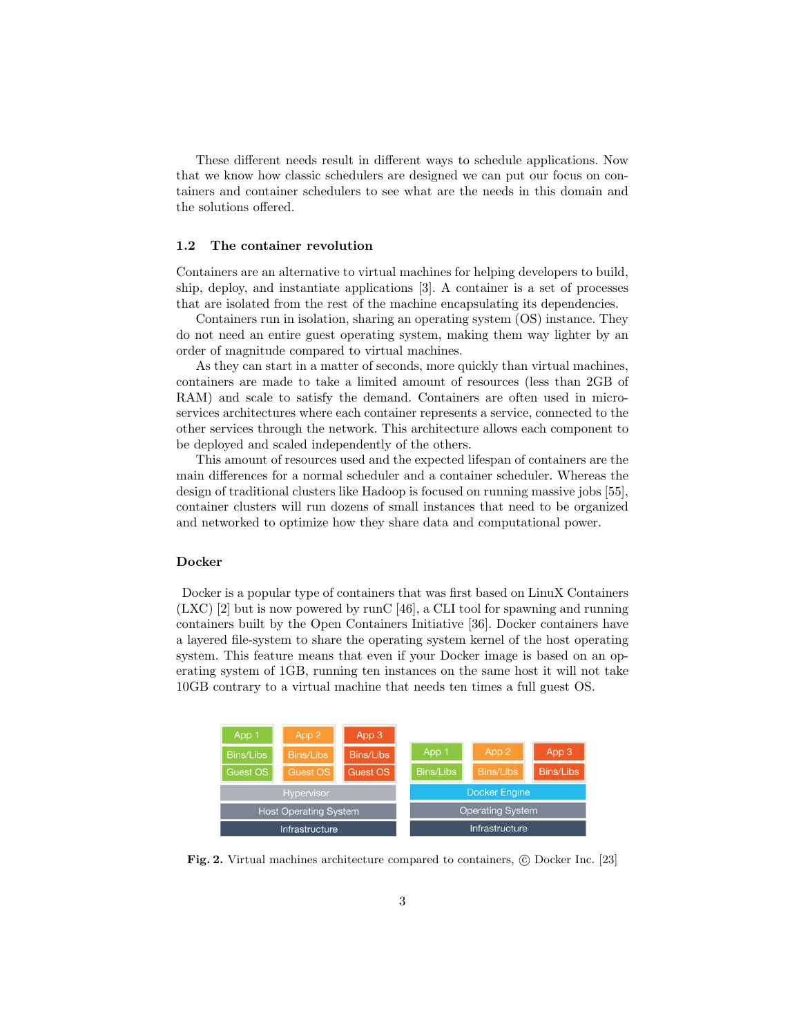These different needs result in different ways to schedule applications. Now that we know how classic schedulers are designed we can put our focus on containers and container schedulers to see what are the needs in this domain and the solutions offered.

## 1.2 The container revolution

Containers are an alternative to virtual machines for helping developers to build, ship, deploy, and instantiate applications [3]. A container is a set of processes that are isolated from the rest of the machine encapsulating its dependencies.

Containers run in isolation, sharing an operating system (OS) instance. They do not need an entire guest operating system, making them way lighter by an order of magnitude compared to virtual machines.

As they can start in a matter of seconds, more quickly than virtual machines, containers are made to take a limited amount of resources (less than 2GB of RAM) and scale to satisfy the demand. Containers are often used in micro-services architectures where each container represents a service, connected to the other services through the network. This architecture allows each component to be deployed and scaled independently of the others.

This amount of resources used and the expected lifespan of containers are the main differences for a normal scheduler and a container scheduler. Whereas the design of traditional clusters like Hadoop is focused on running massive jobs [55], container clusters will run dozens of small instances that need to be organized and networked to optimize how they share data and computational power.

### Docker

Docker is a popular type of containers that was first based on LinuX Containers (LXC) [2] but is now powered by runC [46], a CLI tool for spawning and running containers built by the Open Containers Initiative [36]. Docker containers have a layered file-system to share the operating system kernel of the host operating system. This feature means that even if your Docker image is based on an operating system of 1GB, running ten instances on the same host it will not take 10GB contrary to a virtual machine that needs ten times a full guest OS.

| App 1 | App 2 | App 3 |
|---|---|---|
| Bins/Libs | Bins/Libs | Bins/Libs |
| Guest OS | Guest OS | Guest OS |
| Hypervisor | | |
| Host Operating System | | |
| Infrastructure | | |

| App 1 | App 2 | App 3 |
|---|---|---|
| Bins/Libs | Bins/Libs | Bins/Libs |
| Docker Engine | | |
| Operating System | | |
| Infrastructure | | |

**Fig. 2.** Virtual machines architecture compared to containers, © Docker Inc. [23]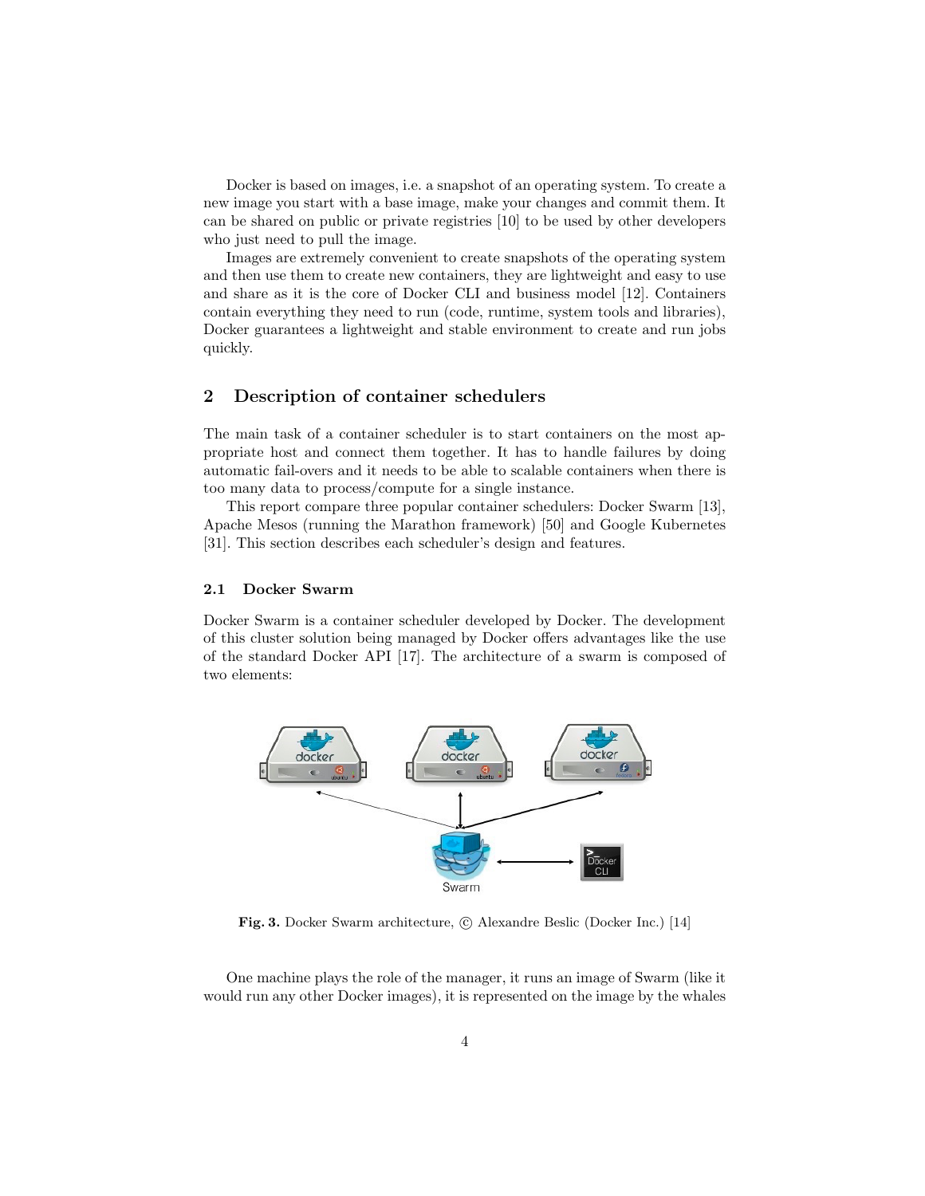Docker is based on images, i.e. a snapshot of an operating system. To create a new image you start with a base image, make your changes and commit them. It can be shared on public or private registries [10] to be used by other developers who just need to pull the image.

Images are extremely convenient to create snapshots of the operating system and then use them to create new containers, they are lightweight and easy to use and share as it is the core of Docker CLI and business model [12]. Containers contain everything they need to run (code, runtime, system tools and libraries), Docker guarantees a lightweight and stable environment to create and run jobs quickly.

## 2 Description of container schedulers

The main task of a container scheduler is to start containers on the most appropriate host and connect them together. It has to handle failures by doing automatic fail-overs and it needs to be able to scalable containers when there is too many data to process/compute for a single instance.

This report compare three popular container schedulers: Docker Swarm [13], Apache Mesos (running the Marathon framework) [50] and Google Kubernetes [31]. This section describes each scheduler's design and features.

### 2.1 Docker Swarm

Docker Swarm is a container scheduler developed by Docker. The development of this cluster solution being managed by Docker offers advantages like the use of the standard Docker API [17]. The architecture of a swarm is composed of two elements:

**Fig. 3.** Docker Swarm architecture, © Alexandre Beslic (Docker Inc.) [14]

One machine plays the role of the manager, it runs an image of Swarm (like it would run any other Docker images), it is represented on the image by the whales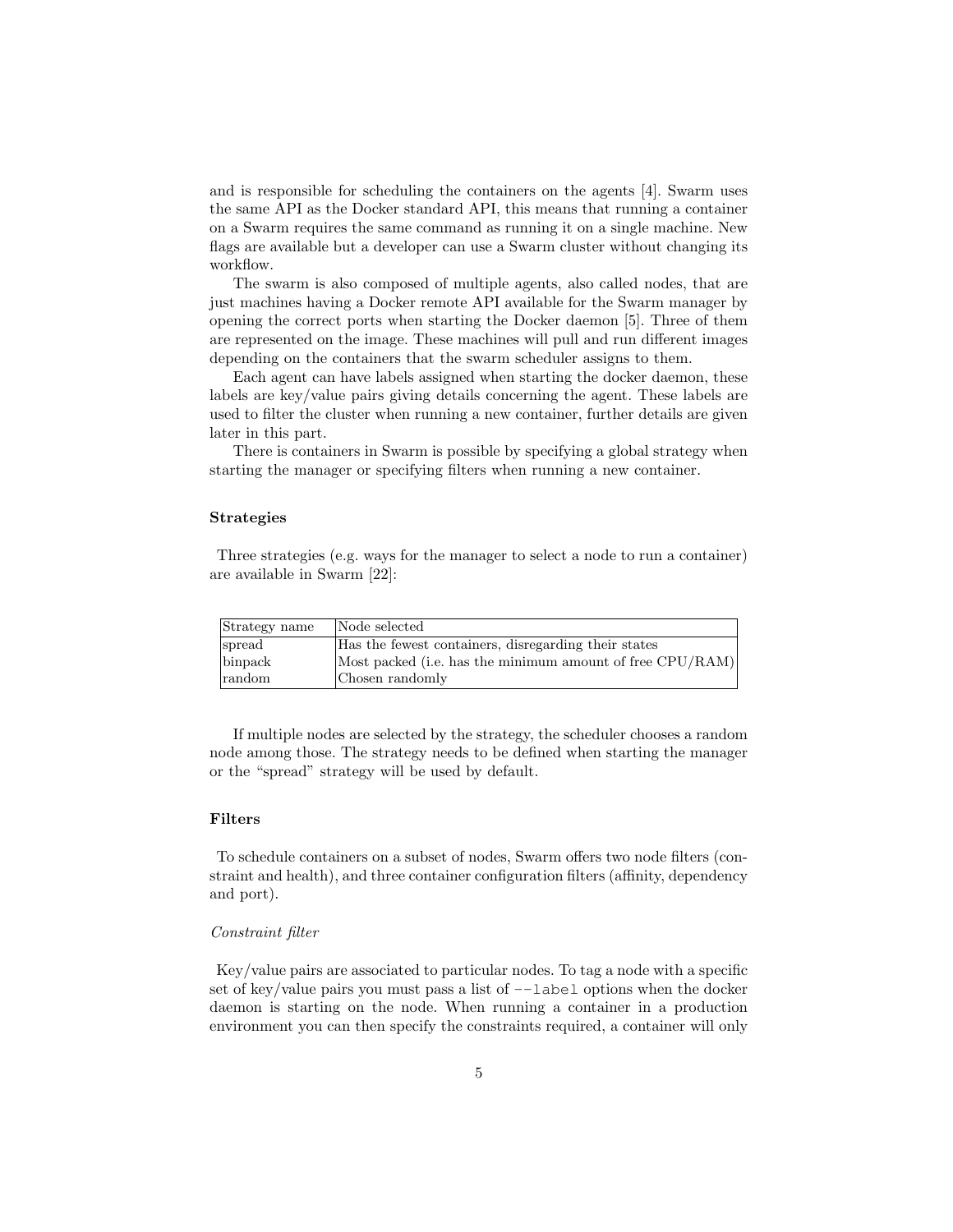and is responsible for scheduling the containers on the agents [4]. Swarm uses the same API as the Docker standard API, this means that running a container on a Swarm requires the same command as running it on a single machine. New flags are available but a developer can use a Swarm cluster without changing its workflow.

The swarm is also composed of multiple agents, also called nodes, that are just machines having a Docker remote API available for the Swarm manager by opening the correct ports when starting the Docker daemon [5]. Three of them are represented on the image. These machines will pull and run different images depending on the containers that the swarm scheduler assigns to them.

Each agent can have labels assigned when starting the docker daemon, these labels are key/value pairs giving details concerning the agent. These labels are used to filter the cluster when running a new container, further details are given later in this part.

There is containers in Swarm is possible by specifying a global strategy when starting the manager or specifying filters when running a new container.

#### Strategies

Three strategies (e.g. ways for the manager to select a node to run a container) are available in Swarm [22]:

| Strategy name | Node selected |
|---|---|
| spread | Has the fewest containers, disregarding their states |
| binpack | Most packed (i.e. has the minimum amount of free CPU/RAM) |
| random | Chosen randomly |

If multiple nodes are selected by the strategy, the scheduler chooses a random node among those. The strategy needs to be defined when starting the manager or the “spread” strategy will be used by default.

#### Filters

To schedule containers on a subset of nodes, Swarm offers two node filters (constraint and health), and three container configuration filters (affinity, dependency and port).

*Constraint filter*

Key/value pairs are associated to particular nodes. To tag a node with a specific set of key/value pairs you must pass a list of `--label` options when the docker daemon is starting on the node. When running a container in a production environment you can then specify the constraints required, a container will only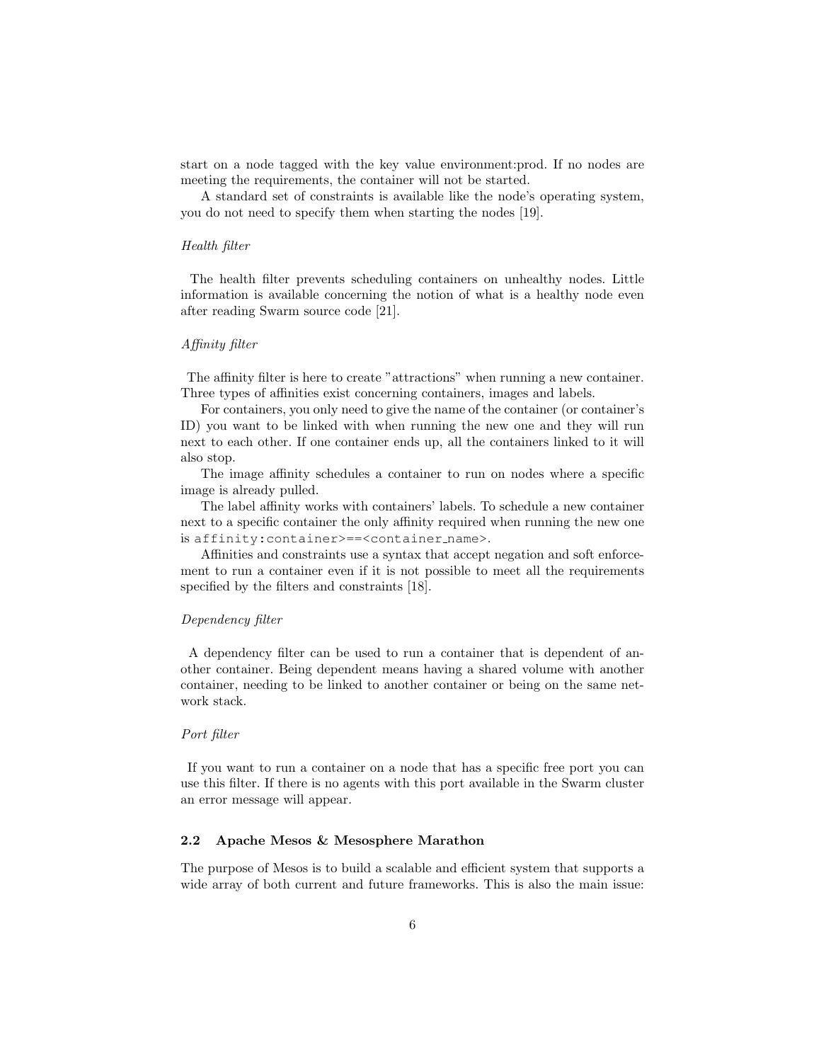start on a node tagged with the key value environment:prod. If no nodes are meeting the requirements, the container will not be started.

A standard set of constraints is available like the node's operating system, you do not need to specify them when starting the nodes [19].

*Health filter*

The health filter prevents scheduling containers on unhealthy nodes. Little information is available concerning the notion of what is a healthy node even after reading Swarm source code [21].

*Affinity filter*

The affinity filter is here to create "attractions" when running a new container. Three types of affinities exist concerning containers, images and labels.

For containers, you only need to give the name of the container (or container's ID) you want to be linked with when running the new one and they will run next to each other. If one container ends up, all the containers linked to it will also stop.

The image affinity schedules a container to run on nodes where a specific image is already pulled.

The label affinity works with containers' labels. To schedule a new container next to a specific container the only affinity required when running the new one is `affinity:container>==<container_name>`.

Affinities and constraints use a syntax that accept negation and soft enforcement to run a container even if it is not possible to meet all the requirements specified by the filters and constraints [18].

*Dependency filter*

A dependency filter can be used to run a container that is dependent of another container. Being dependent means having a shared volume with another container, needing to be linked to another container or being on the same network stack.

*Port filter*

If you want to run a container on a node that has a specific free port you can use this filter. If there is no agents with this port available in the Swarm cluster an error message will appear.

### 2.2 Apache Mesos & Mesosphere Marathon

The purpose of Mesos is to build a scalable and efficient system that supports a wide array of both current and future frameworks. This is also the main issue: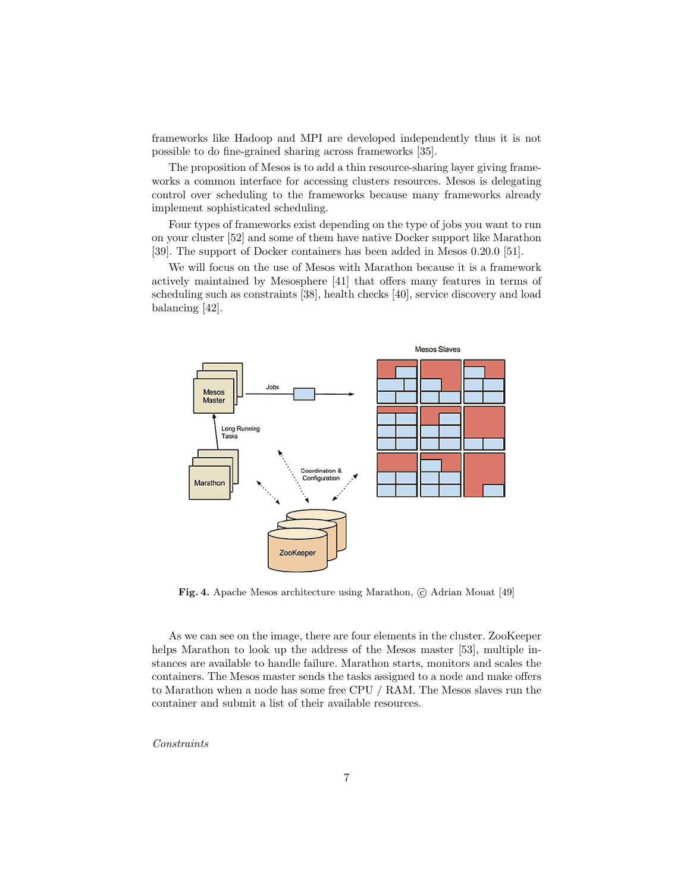frameworks like Hadoop and MPI are developed independently thus it is not possible to do fine-grained sharing across frameworks [35].

The proposition of Mesos is to add a thin resource-sharing layer giving frameworks a common interface for accessing clusters resources. Mesos is delegating control over scheduling to the frameworks because many frameworks already implement sophisticated scheduling.

Four types of frameworks exist depending on the type of jobs you want to run on your cluster [52] and some of them have native Docker support like Marathon [39]. The support of Docker containers has been added in Mesos 0.20.0 [51].

We will focus on the use of Mesos with Marathon because it is a framework actively maintained by Mesosphere [41] that offers many features in terms of scheduling such as constraints [38], health checks [40], service discovery and load balancing [42].

**Fig. 4.** Apache Mesos architecture using Marathon, © Adrian Mouat [49]

As we can see on the image, there are four elements in the cluster. ZooKeeper helps Marathon to look up the address of the Mesos master [53], multiple instances are available to handle failure. Marathon starts, monitors and scales the containers. The Mesos master sends the tasks assigned to a node and make offers to Marathon when a node has some free CPU / RAM. The Mesos slaves run the container and submit a list of their available resources.

*Constraints*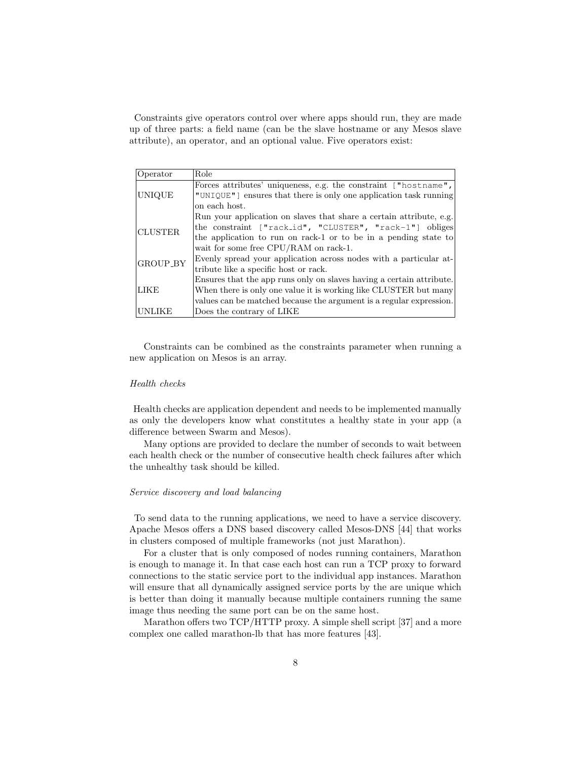Constraints give operators control over where apps should run, they are made up of three parts: a field name (can be the slave hostname or any Mesos slave attribute), an operator, and an optional value. Five operators exist:

| Operator | Role |
| --- | --- |
| UNIQUE | Forces attributes' uniqueness, e.g. the constraint `["hostname", "UNIQUE"]` ensures that there is only one application task running on each host. |
| CLUSTER | Run your application on slaves that share a certain attribute, e.g. the constraint `["rack_id", "CLUSTER", "rack-1"]` obliges the application to run on rack-1 or to be in a pending state to wait for some free CPU/RAM on rack-1. |
| GROUP_BY | Evenly spread your application across nodes with a particular attribute like a specific host or rack. |
| LIKE | Ensures that the app runs only on slaves having a certain attribute. When there is only one value it is working like CLUSTER but many values can be matched because the argument is a regular expression. |
| UNLIKE | Does the contrary of LIKE |

Constraints can be combined as the constraints parameter when running a new application on Mesos is an array.

*Health checks*

Health checks are application dependent and needs to be implemented manually as only the developers know what constitutes a healthy state in your app (a difference between Swarm and Mesos).

Many options are provided to declare the number of seconds to wait between each health check or the number of consecutive health check failures after which the unhealthy task should be killed.

*Service discovery and load balancing*

To send data to the running applications, we need to have a service discovery. Apache Mesos offers a DNS based discovery called Mesos-DNS [44] that works in clusters composed of multiple frameworks (not just Marathon).

For a cluster that is only composed of nodes running containers, Marathon is enough to manage it. In that case each host can run a TCP proxy to forward connections to the static service port to the individual app instances. Marathon will ensure that all dynamically assigned service ports by the are unique which is better than doing it manually because multiple containers running the same image thus needing the same port can be on the same host.

Marathon offers two TCP/HTTP proxy. A simple shell script [37] and a more complex one called marathon-lb that has more features [43].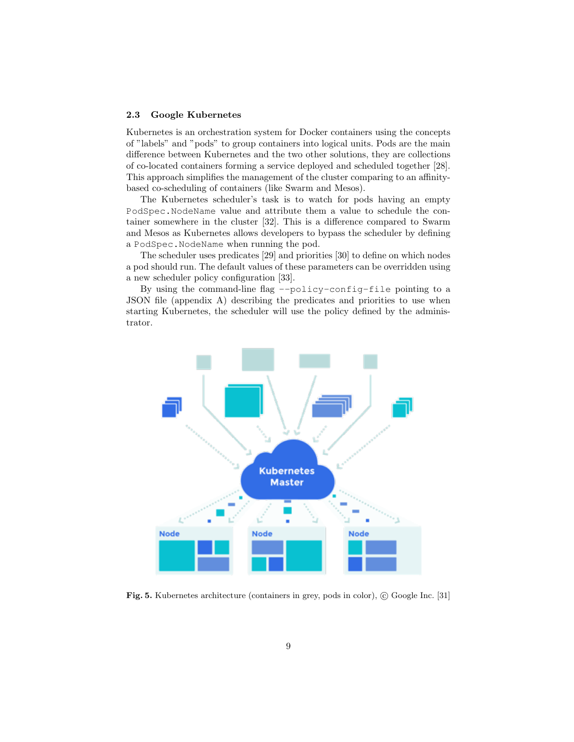### 2.3 Google Kubernetes

Kubernetes is an orchestration system for Docker containers using the concepts of "labels" and "pods" to group containers into logical units. Pods are the main difference between Kubernetes and the two other solutions, they are collections of co-located containers forming a service deployed and scheduled together [28]. This approach simplifies the management of the cluster comparing to an affinity-based co-scheduling of containers (like Swarm and Mesos).

The Kubernetes scheduler's task is to watch for pods having an empty `PodSpec.NodeName` value and attribute them a value to schedule the container somewhere in the cluster [32]. This is a difference compared to Swarm and Mesos as Kubernetes allows developers to bypass the scheduler by defining a `PodSpec.NodeName` when running the pod.

The scheduler uses predicates [29] and priorities [30] to define on which nodes a pod should run. The default values of these parameters can be overridden using a new scheduler policy configuration [33].

By using the command-line flag `--policy-config-file` pointing to a JSON file (appendix A) describing the predicates and priorities to use when starting Kubernetes, the scheduler will use the policy defined by the administrator.

**Fig. 5.** Kubernetes architecture (containers in grey, pods in color), © Google Inc. [31]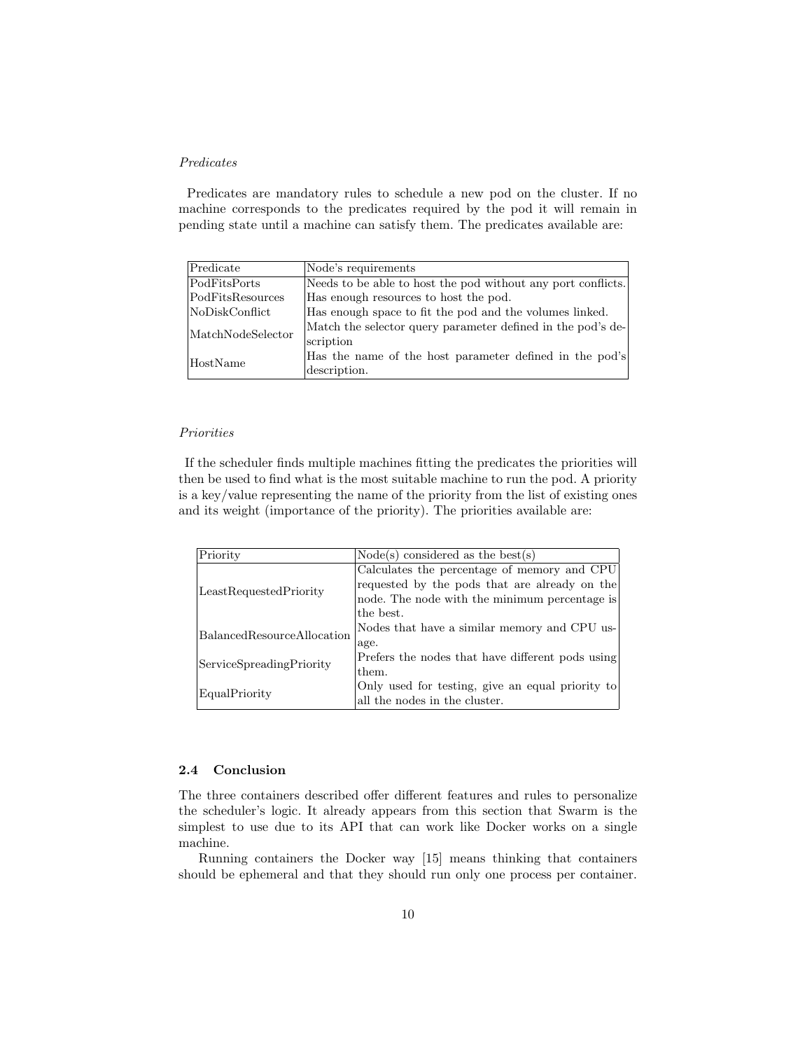*Predicates*

Predicates are mandatory rules to schedule a new pod on the cluster. If no machine corresponds to the predicates required by the pod it will remain in pending state until a machine can satisfy them. The predicates available are:

| Predicate | Node's requirements |
|---|---|
| PodFitsPorts | Needs to be able to host the pod without any port conflicts. |
| PodFitsResources | Has enough resources to host the pod. |
| NoDiskConflict | Has enough space to fit the pod and the volumes linked. |
| MatchNodeSelector | Match the selector query parameter defined in the pod's description |
| HostName | Has the name of the host parameter defined in the pod's description. |

*Priorities*

If the scheduler finds multiple machines fitting the predicates the priorities will then be used to find what is the most suitable machine to run the pod. A priority is a key/value representing the name of the priority from the list of existing ones and its weight (importance of the priority). The priorities available are:

| Priority | Node(s) considered as the best(s) |
|---|---|
| LeastRequestedPriority | Calculates the percentage of memory and CPU requested by the pods that are already on the node. The node with the minimum percentage is the best. |
| BalancedResourceAllocation | Nodes that have a similar memory and CPU usage. |
| ServiceSpreadingPriority | Prefers the nodes that have different pods using them. |
| EqualPriority | Only used for testing, give an equal priority to all the nodes in the cluster. |

### 2.4 Conclusion

The three containers described offer different features and rules to personalize the scheduler's logic. It already appears from this section that Swarm is the simplest to use due to its API that can work like Docker works on a single machine.

Running containers the Docker way [15] means thinking that containers should be ephemeral and that they should run only one process per container.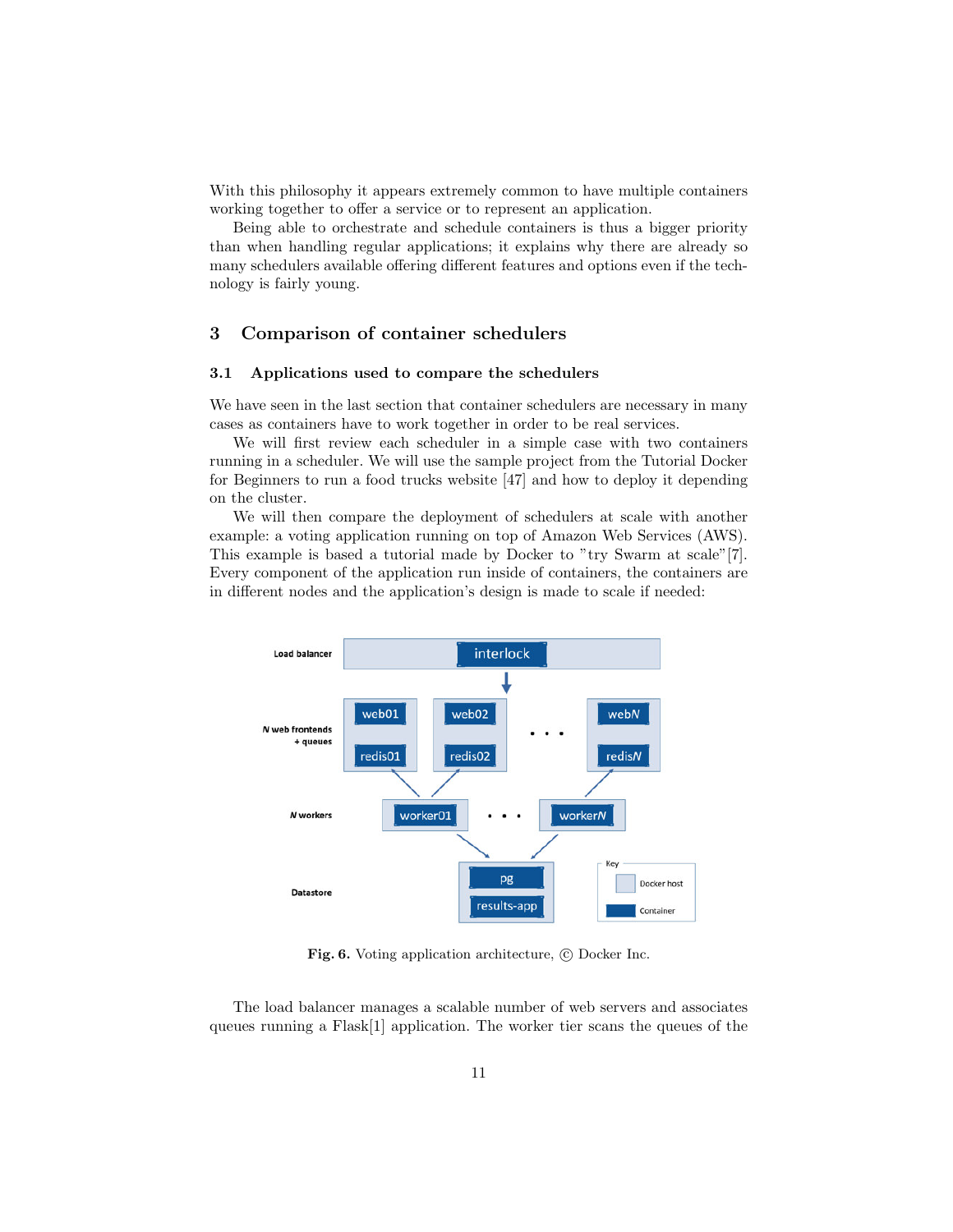With this philosophy it appears extremely common to have multiple containers working together to offer a service or to represent an application.

Being able to orchestrate and schedule containers is thus a bigger priority than when handling regular applications; it explains why there are already so many schedulers available offering different features and options even if the technology is fairly young.

## 3 Comparison of container schedulers

### 3.1 Applications used to compare the schedulers

We have seen in the last section that container schedulers are necessary in many cases as containers have to work together in order to be real services.

We will first review each scheduler in a simple case with two containers running in a scheduler. We will use the sample project from the Tutorial Docker for Beginners to run a food trucks website [47] and how to deploy it depending on the cluster.

We will then compare the deployment of schedulers at scale with another example: a voting application running on top of Amazon Web Services (AWS). This example is based a tutorial made by Docker to "try Swarm at scale"[7]. Every component of the application run inside of containers, the containers are in different nodes and the application's design is made to scale if needed:

**Fig. 6.** Voting application architecture, © Docker Inc.

The load balancer manages a scalable number of web servers and associates queues running a Flask[1] application. The worker tier scans the queues of the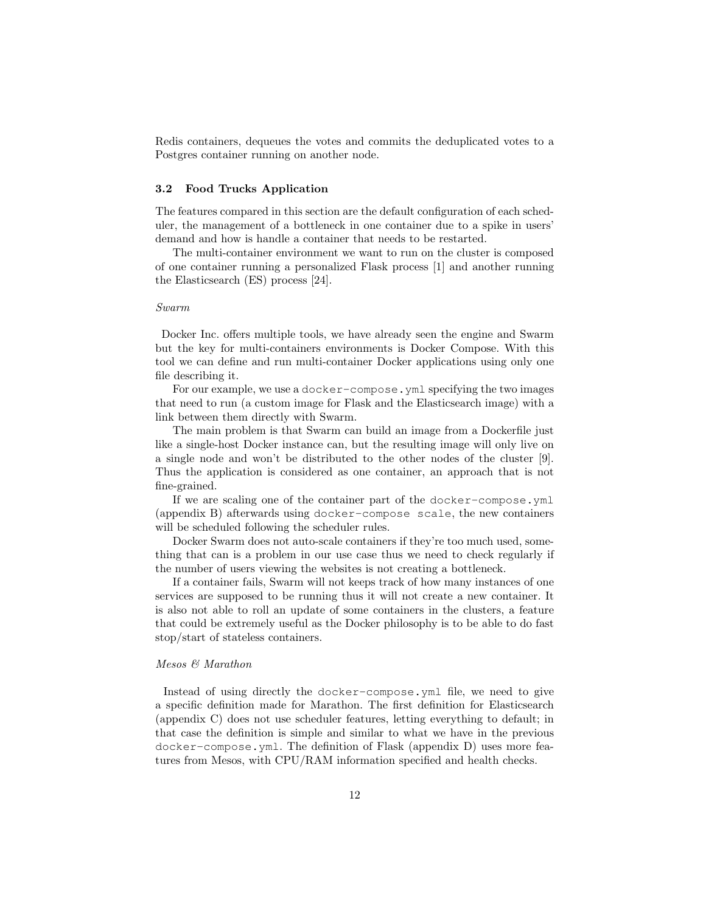Redis containers, dequeues the votes and commits the deduplicated votes to a Postgres container running on another node.

### 3.2 Food Trucks Application

The features compared in this section are the default configuration of each scheduler, the management of a bottleneck in one container due to a spike in users' demand and how is handle a container that needs to be restarted.

The multi-container environment we want to run on the cluster is composed of one container running a personalized Flask process [1] and another running the Elasticsearch (ES) process [24].

*Swarm*

Docker Inc. offers multiple tools, we have already seen the engine and Swarm but the key for multi-containers environments is Docker Compose. With this tool we can define and run multi-container Docker applications using only one file describing it.

For our example, we use a `docker-compose.yml` specifying the two images that need to run (a custom image for Flask and the Elasticsearch image) with a link between them directly with Swarm.

The main problem is that Swarm can build an image from a Dockerfile just like a single-host Docker instance can, but the resulting image will only live on a single node and won't be distributed to the other nodes of the cluster [9]. Thus the application is considered as one container, an approach that is not fine-grained.

If we are scaling one of the container part of the `docker-compose.yml` (appendix B) afterwards using `docker-compose scale`, the new containers will be scheduled following the scheduler rules.

Docker Swarm does not auto-scale containers if they're too much used, something that can is a problem in our use case thus we need to check regularly if the number of users viewing the websites is not creating a bottleneck.

If a container fails, Swarm will not keeps track of how many instances of one services are supposed to be running thus it will not create a new container. It is also not able to roll an update of some containers in the clusters, a feature that could be extremely useful as the Docker philosophy is to be able to do fast stop/start of stateless containers.

*Mesos & Marathon*

Instead of using directly the `docker-compose.yml` file, we need to give a specific definition made for Marathon. The first definition for Elasticsearch (appendix C) does not use scheduler features, letting everything to default; in that case the definition is simple and similar to what we have in the previous `docker-compose.yml`. The definition of Flask (appendix D) uses more features from Mesos, with CPU/RAM information specified and health checks.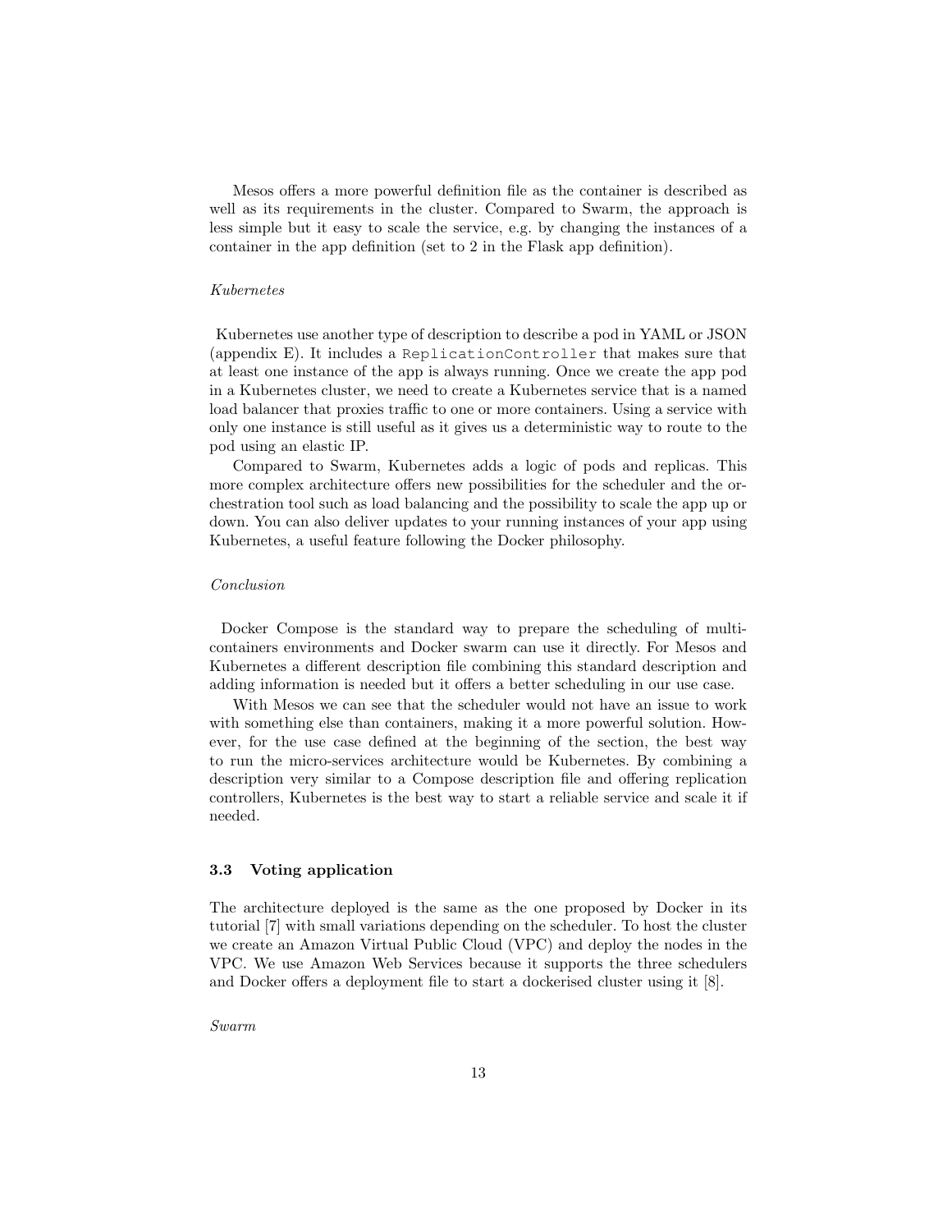Mesos offers a more powerful definition file as the container is described as well as its requirements in the cluster. Compared to Swarm, the approach is less simple but it easy to scale the service, e.g. by changing the instances of a container in the app definition (set to 2 in the Flask app definition).

*Kubernetes*

Kubernetes use another type of description to describe a pod in YAML or JSON (appendix E). It includes a `ReplicationController` that makes sure that at least one instance of the app is always running. Once we create the app pod in a Kubernetes cluster, we need to create a Kubernetes service that is a named load balancer that proxies traffic to one or more containers. Using a service with only one instance is still useful as it gives us a deterministic way to route to the pod using an elastic IP.

Compared to Swarm, Kubernetes adds a logic of pods and replicas. This more complex architecture offers new possibilities for the scheduler and the orchestration tool such as load balancing and the possibility to scale the app up or down. You can also deliver updates to your running instances of your app using Kubernetes, a useful feature following the Docker philosophy.

*Conclusion*

Docker Compose is the standard way to prepare the scheduling of multi-containers environments and Docker swarm can use it directly. For Mesos and Kubernetes a different description file combining this standard description and adding information is needed but it offers a better scheduling in our use case.

With Mesos we can see that the scheduler would not have an issue to work with something else than containers, making it a more powerful solution. However, for the use case defined at the beginning of the section, the best way to run the micro-services architecture would be Kubernetes. By combining a description very similar to a Compose description file and offering replication controllers, Kubernetes is the best way to start a reliable service and scale it if needed.

### 3.3 Voting application

The architecture deployed is the same as the one proposed by Docker in its tutorial [7] with small variations depending on the scheduler. To host the cluster we create an Amazon Virtual Public Cloud (VPC) and deploy the nodes in the VPC. We use Amazon Web Services because it supports the three schedulers and Docker offers a deployment file to start a dockerised cluster using it [8].

*Swarm*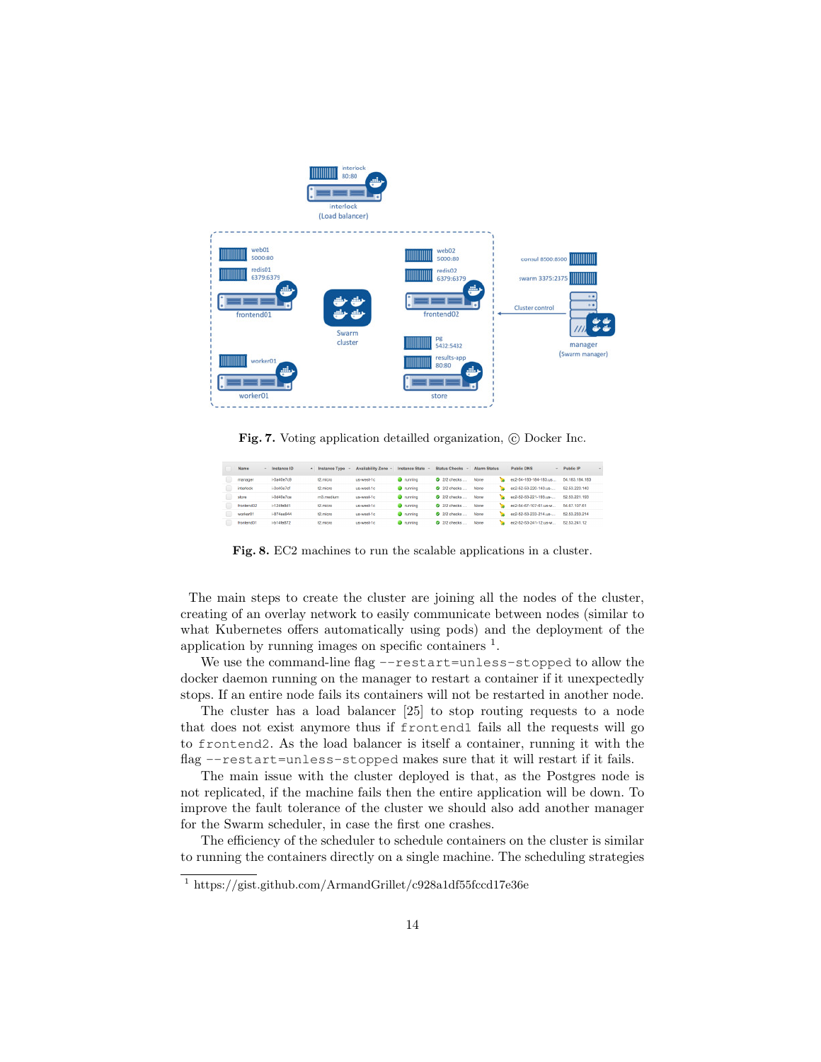Fig. 7. Voting application detailled organization, © Docker Inc.

Fig. 8. EC2 machines to run the scalable applications in a cluster.

The main steps to create the cluster are joining all the nodes of the cluster, creating of an overlay network to easily communicate between nodes (similar to what Kubernetes offers automatically using pods) and the deployment of the application by running images on specific containers [1].

We use the command-line flag `--restart=unless-stopped` to allow the docker daemon running on the manager to restart a container if it unexpectedly stops. If an entire node fails its containers will not be restarted in another node.

The cluster has a load balancer [25] to stop routing requests to a node that does not exist anymore thus if `frontend1` fails all the requests will go to `frontend2`. As the load balancer is itself a container, running it with the flag `--restart=unless-stopped` makes sure that it will restart if it fails.

The main issue with the cluster deployed is that, as the Postgres node is not replicated, if the machine fails then the entire application will be down. To improve the fault tolerance of the cluster we should also add another manager for the Swarm scheduler, in case the first one crashes.

The efficiency of the scheduler to schedule containers on the cluster is similar to running the containers directly on a single machine. The scheduling strategies

[1] https://gist.github.com/ArmandGrillet/c928a1df55fccd17e36e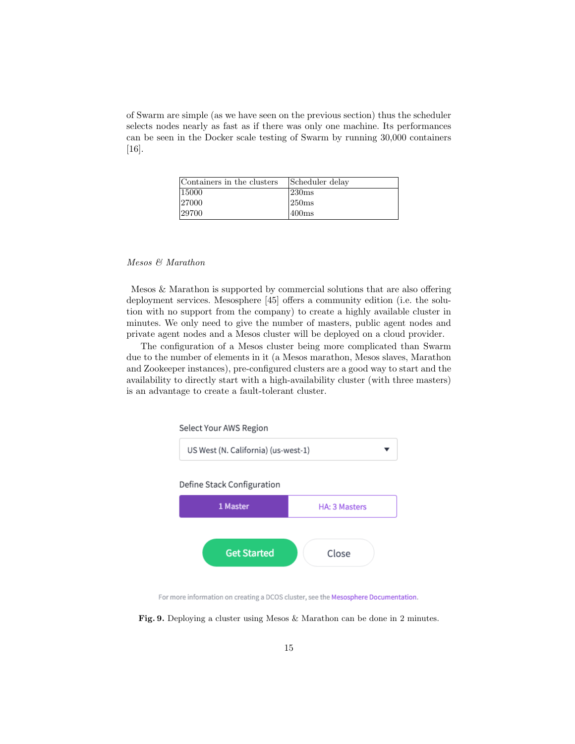of Swarm are simple (as we have seen on the previous section) thus the scheduler selects nodes nearly as fast as if there was only one machine. Its performances can be seen in the Docker scale testing of Swarm by running 30,000 containers [16].

| Containers in the clusters | Scheduler delay |
| --- | --- |
| 15000 | 230ms |
| 27000 | 250ms |
| 29700 | 400ms |

*Mesos & Marathon*

Mesos & Marathon is supported by commercial solutions that are also offering deployment services. Mesosphere [45] offers a community edition (i.e. the solution with no support from the company) to create a highly available cluster in minutes. We only need to give the number of masters, public agent nodes and private agent nodes and a Mesos cluster will be deployed on a cloud provider.

The configuration of a Mesos cluster being more complicated than Swarm due to the number of elements in it (a Mesos marathon, Mesos slaves, Marathon and Zookeeper instances), pre-configured clusters are a good way to start and the availability to directly start with a high-availability cluster (with three masters) is an advantage to create a fault-tolerant cluster.

Select Your AWS Region

US West (N. California) (us-west-1)

Define Stack Configuration

1 Master | HA: 3 Masters

Get Started | Close

For more information on creating a DCOS cluster, see the Mesosphere Documentation.

**Fig. 9.** Deploying a cluster using Mesos & Marathon can be done in 2 minutes.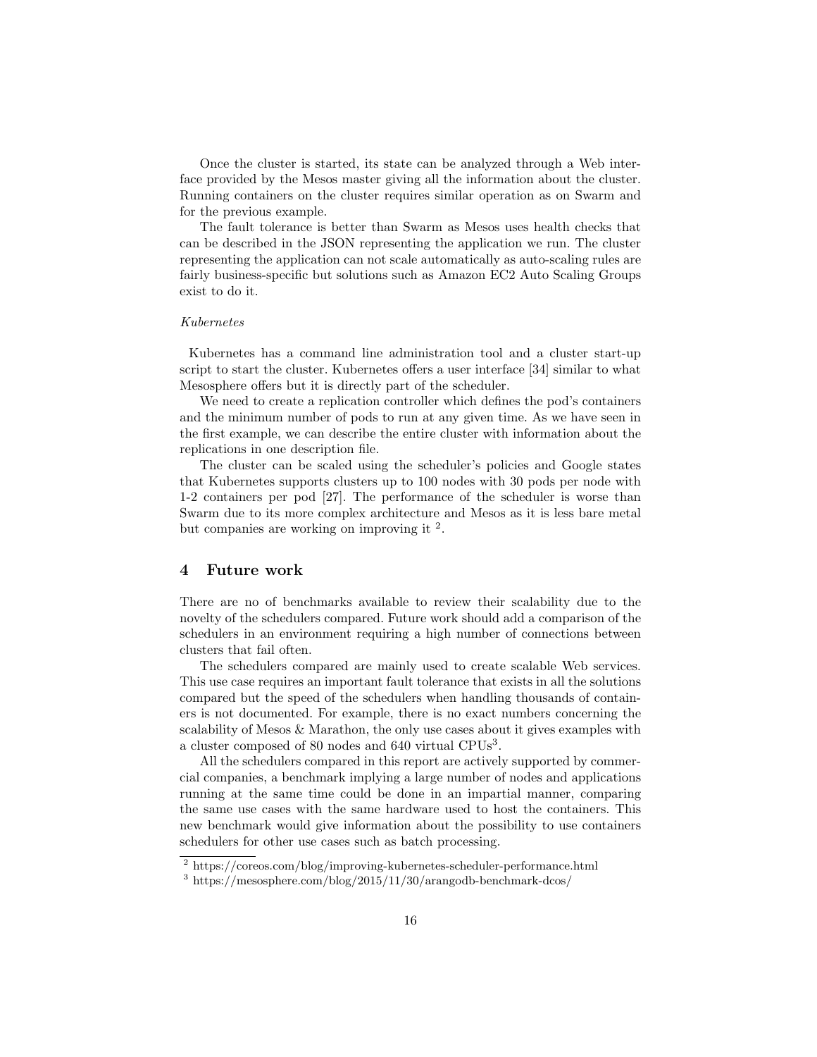Once the cluster is started, its state can be analyzed through a Web interface provided by the Mesos master giving all the information about the cluster. Running containers on the cluster requires similar operation as on Swarm and for the previous example.

The fault tolerance is better than Swarm as Mesos uses health checks that can be described in the JSON representing the application we run. The cluster representing the application can not scale automatically as auto-scaling rules are fairly business-specific but solutions such as Amazon EC2 Auto Scaling Groups exist to do it.

*Kubernetes*

Kubernetes has a command line administration tool and a cluster start-up script to start the cluster. Kubernetes offers a user interface [34] similar to what Mesosphere offers but it is directly part of the scheduler.

We need to create a replication controller which defines the pod's containers and the minimum number of pods to run at any given time. As we have seen in the first example, we can describe the entire cluster with information about the replications in one description file.

The cluster can be scaled using the scheduler's policies and Google states that Kubernetes supports clusters up to 100 nodes with 30 pods per node with 1-2 containers per pod [27]. The performance of the scheduler is worse than Swarm due to its more complex architecture and Mesos as it is less bare metal but companies are working on improving it [2].

## 4 Future work

There are no of benchmarks available to review their scalability due to the novelty of the schedulers compared. Future work should add a comparison of the schedulers in an environment requiring a high number of connections between clusters that fail often.

The schedulers compared are mainly used to create scalable Web services. This use case requires an important fault tolerance that exists in all the solutions compared but the speed of the schedulers when handling thousands of containers is not documented. For example, there is no exact numbers concerning the scalability of Mesos & Marathon, the only use cases about it gives examples with a cluster composed of 80 nodes and 640 virtual CPUs[3].

All the schedulers compared in this report are actively supported by commercial companies, a benchmark implying a large number of nodes and applications running at the same time could be done in an impartial manner, comparing the same use cases with the same hardware used to host the containers. This new benchmark would give information about the possibility to use containers schedulers for other use cases such as batch processing.

[2] https://coreos.com/blog/improving-kubernetes-scheduler-performance.html

[3] https://mesosphere.com/blog/2015/11/30/arangodb-benchmark-dcos/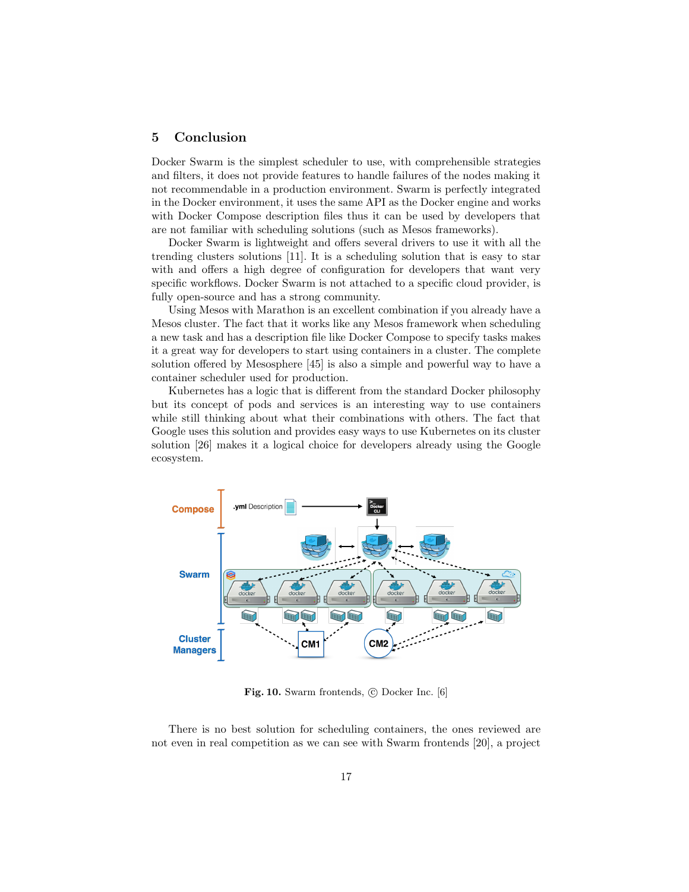## 5 Conclusion

Docker Swarm is the simplest scheduler to use, with comprehensible strategies and filters, it does not provide features to handle failures of the nodes making it not recommendable in a production environment. Swarm is perfectly integrated in the Docker environment, it uses the same API as the Docker engine and works with Docker Compose description files thus it can be used by developers that are not familiar with scheduling solutions (such as Mesos frameworks).

Docker Swarm is lightweight and offers several drivers to use it with all the trending clusters solutions [11]. It is a scheduling solution that is easy to star with and offers a high degree of configuration for developers that want very specific workflows. Docker Swarm is not attached to a specific cloud provider, is fully open-source and has a strong community.

Using Mesos with Marathon is an excellent combination if you already have a Mesos cluster. The fact that it works like any Mesos framework when scheduling a new task and has a description file like Docker Compose to specify tasks makes it a great way for developers to start using containers in a cluster. The complete solution offered by Mesosphere [45] is also a simple and powerful way to have a container scheduler used for production.

Kubernetes has a logic that is different from the standard Docker philosophy but its concept of pods and services is an interesting way to use containers while still thinking about what their combinations with others. The fact that Google uses this solution and provides easy ways to use Kubernetes on its cluster solution [26] makes it a logical choice for developers already using the Google ecosystem.

**Fig. 10.** Swarm frontends, © Docker Inc. [6]

There is no best solution for scheduling containers, the ones reviewed are not even in real competition as we can see with Swarm frontends [20], a project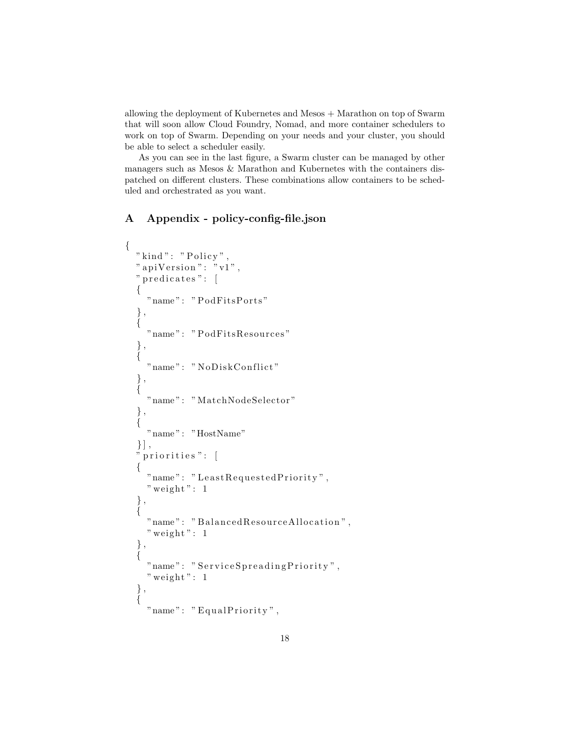allowing the deployment of Kubernetes and Mesos + Marathon on top of Swarm that will soon allow Cloud Foundry, Nomad, and more container schedulers to work on top of Swarm. Depending on your needs and your cluster, you should be able to select a scheduler easily.

As you can see in the last figure, a Swarm cluster can be managed by other managers such as Mesos & Marathon and Kubernetes with the containers dispatched on different clusters. These combinations allow containers to be scheduled and orchestrated as you want.

# A Appendix - policy-config-file.json

```
{
  "kind": "Policy",
  "apiVersion": "v1",
  "predicates": [
  {
    "name": "PodFitsPorts"
  },
  {
    "name": "PodFitsResources"
  },
  {
    "name": "NoDiskConflict"
  },
  {
    "name": "MatchNodeSelector"
  },
  {
    "name": "HostName"
  }],
  "priorities": [
  {
    "name": "LeastRequestedPriority",
    "weight": 1
  },
  {
    "name": "BalancedResourceAllocation",
    "weight": 1
  },
  {
    "name": "ServiceSpreadingPriority",
    "weight": 1
  },
  {
    "name": "EqualPriority",
```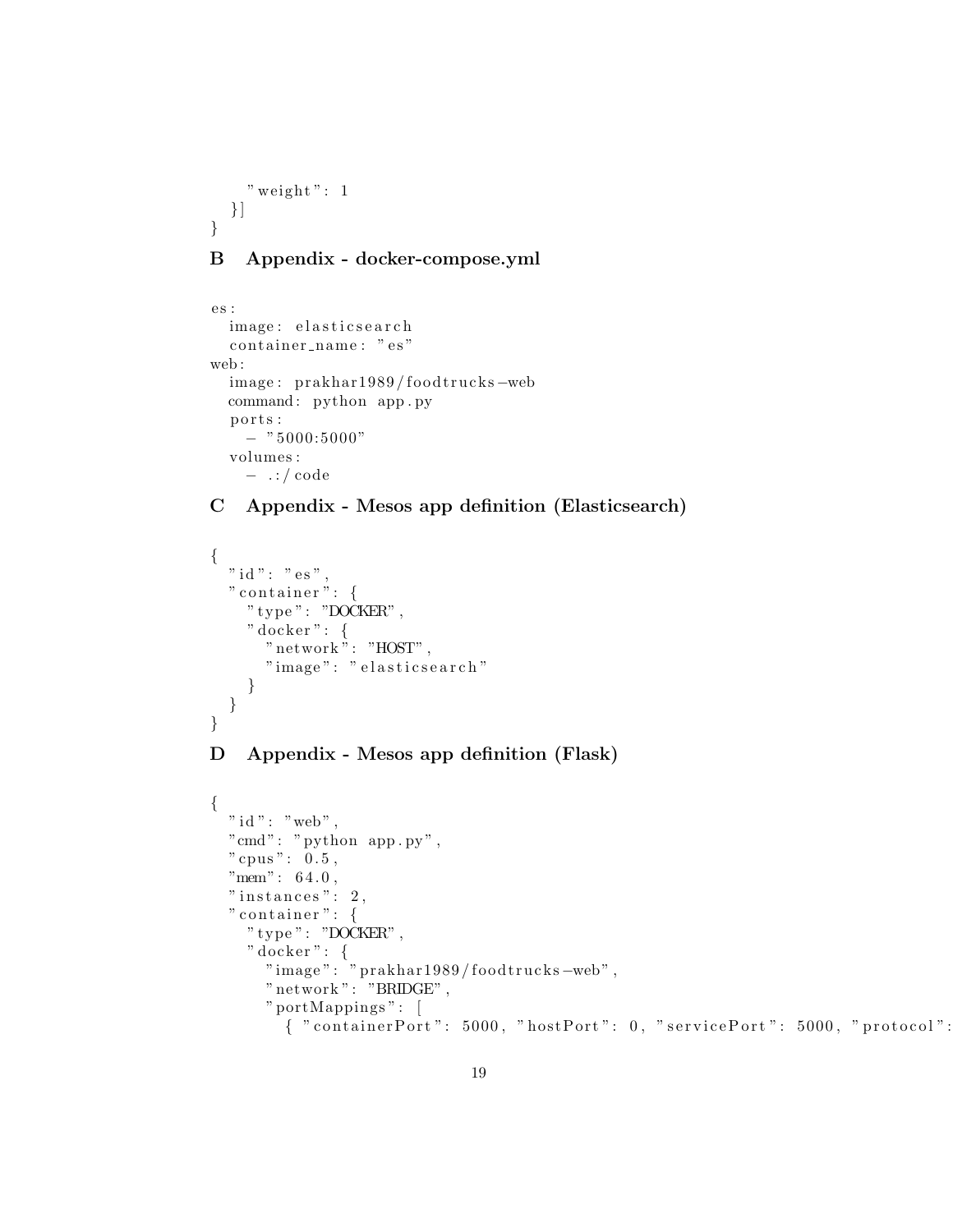```
    "weight": 1
  }]
}
```

## B Appendix - docker-compose.yml

```
es:
  image: elasticsearch
  container_name: "es"
web:
  image: prakhar1989/foodtrucks-web
  command: python app.py
  ports:
    - "5000:5000"
  volumes:
    - .:/code
```

## C Appendix - Mesos app definition (Elasticsearch)

```
{
  "id": "es",
  "container": {
    "type": "DOCKER",
    "docker": {
      "network": "HOST",
      "image": "elasticsearch"
    }
  }
}
```

## D Appendix - Mesos app definition (Flask)

```
{
  "id": "web",
  "cmd": "python app.py",
  "cpus": 0.5,
  "mem": 64.0,
  "instances": 2,
  "container": {
    "type": "DOCKER",
    "docker": {
      "image": "prakhar1989/foodtrucks-web",
      "network": "BRIDGE",
      "portMappings": [
        { "containerPort": 5000, "hostPort": 0, "servicePort": 5000, "protocol":
```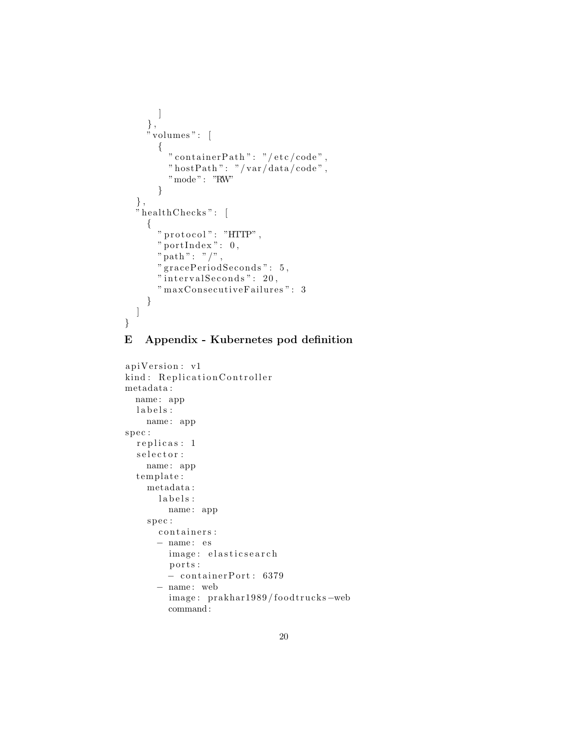```
      ]
    },
    "volumes": [
      {
        "containerPath": "/etc/code",
        "hostPath": "/var/data/code",
        "mode": "RW"
      }
  },
  "healthChecks": [
    {
      "protocol": "HTTP",
      "portIndex": 0,
      "path": "/",
      "gracePeriodSeconds": 5,
      "intervalSeconds": 20,
      "maxConsecutiveFailures": 3
    }
  ]
}
```

## E Appendix - Kubernetes pod definition

```
apiVersion: v1
kind: ReplicationController
metadata:
  name: app
  labels:
    name: app
spec:
  replicas: 1
  selector:
    name: app
  template:
    metadata:
      labels:
        name: app
    spec:
      containers:
      - name: es
        image: elasticsearch
        ports:
        - containerPort: 6379
      - name: web
        image: prakhar1989/foodtrucks-web
        command:
```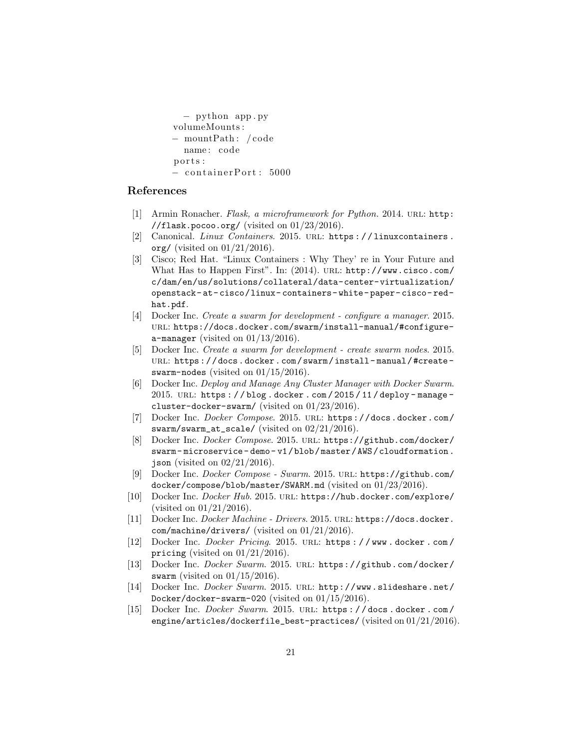```
  - python app.py
volumeMounts:
- mountPath: /code
  name: code
ports:
- containerPort: 5000
```

## References

[1] Armin Ronacher. *Flask, a microframework for Python*. 2014. URL: http://flask.pocoo.org/ (visited on 01/23/2016).

[2] Canonical. *Linux Containers*. 2015. URL: https://linuxcontainers.org/ (visited on 01/21/2016).

[3] Cisco; Red Hat. "Linux Containers : Why They' re in Your Future and What Has to Happen First". In: (2014). URL: http://www.cisco.com/c/dam/en/us/solutions/collateral/data-center-virtualization/openstack-at-cisco/linux-containers-white-paper-cisco-red-hat.pdf.

[4] Docker Inc. *Create a swarm for development - configure a manager*. 2015. URL: https://docs.docker.com/swarm/install-manual/#configure-a-manager (visited on 01/13/2016).

[5] Docker Inc. *Create a swarm for development - create swarm nodes*. 2015. URL: https://docs.docker.com/swarm/install-manual/#create-swarm-nodes (visited on 01/15/2016).

[6] Docker Inc. *Deploy and Manage Any Cluster Manager with Docker Swarm*. 2015. URL: https://blog.docker.com/2015/11/deploy-manage-cluster-docker-swarm/ (visited on 01/23/2016).

[7] Docker Inc. *Docker Compose*. 2015. URL: https://docs.docker.com/swarm/swarm_at_scale/ (visited on 02/21/2016).

[8] Docker Inc. *Docker Compose*. 2015. URL: https://github.com/docker/swarm-microservice-demo-v1/blob/master/AWS/cloudformation.json (visited on 02/21/2016).

[9] Docker Inc. *Docker Compose - Swarm*. 2015. URL: https://github.com/docker/compose/blob/master/SWARM.md (visited on 01/23/2016).

[10] Docker Inc. *Docker Hub*. 2015. URL: https://hub.docker.com/explore/ (visited on 01/21/2016).

[11] Docker Inc. *Docker Machine - Drivers*. 2015. URL: https://docs.docker.com/machine/drivers/ (visited on 01/21/2016).

[12] Docker Inc. *Docker Pricing*. 2015. URL: https://www.docker.com/pricing (visited on 01/21/2016).

[13] Docker Inc. *Docker Swarm*. 2015. URL: https://github.com/docker/swarm (visited on 01/15/2016).

[14] Docker Inc. *Docker Swarm*. 2015. URL: http://www.slideshare.net/Docker/docker-swarm-020 (visited on 01/15/2016).

[15] Docker Inc. *Docker Swarm*. 2015. URL: https://docs.docker.com/engine/articles/dockerfile_best-practices/ (visited on 01/21/2016).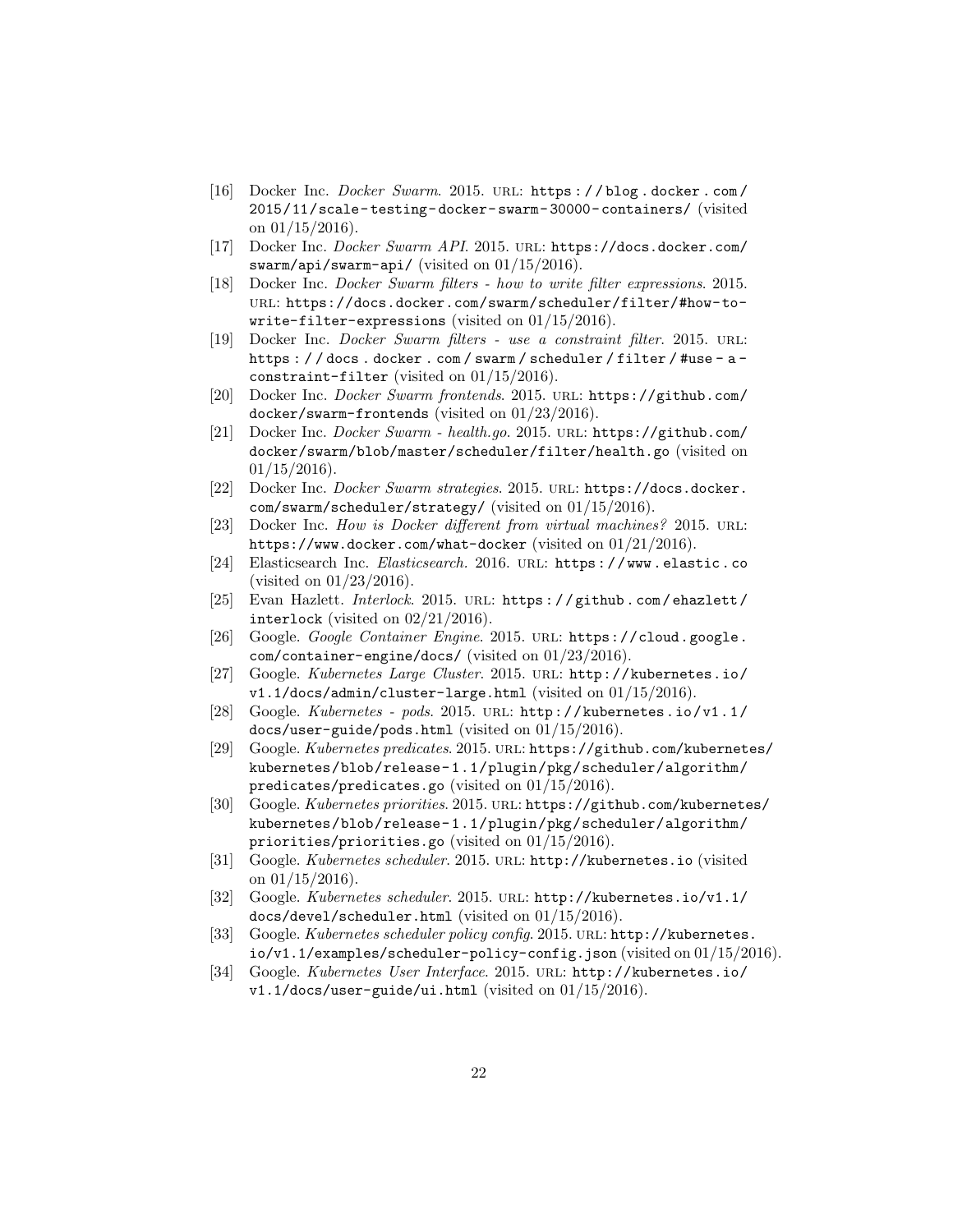[16] Docker Inc. *Docker Swarm*. 2015. URL: https://blog.docker.com/2015/11/scale-testing-docker-swarm-30000-containers/ (visited on 01/15/2016).

[17] Docker Inc. *Docker Swarm API*. 2015. URL: https://docs.docker.com/swarm/api/swarm-api/ (visited on 01/15/2016).

[18] Docker Inc. *Docker Swarm filters - how to write filter expressions*. 2015. URL: https://docs.docker.com/swarm/scheduler/filter/#how-to-write-filter-expressions (visited on 01/15/2016).

[19] Docker Inc. *Docker Swarm filters - use a constraint filter*. 2015. URL: https://docs.docker.com/swarm/scheduler/filter/#use-a-constraint-filter (visited on 01/15/2016).

[20] Docker Inc. *Docker Swarm frontends*. 2015. URL: https://github.com/docker/swarm-frontends (visited on 01/23/2016).

[21] Docker Inc. *Docker Swarm - health.go*. 2015. URL: https://github.com/docker/swarm/blob/master/scheduler/filter/health.go (visited on 01/15/2016).

[22] Docker Inc. *Docker Swarm strategies*. 2015. URL: https://docs.docker.com/swarm/scheduler/strategy/ (visited on 01/15/2016).

[23] Docker Inc. *How is Docker different from virtual machines?* 2015. URL: https://www.docker.com/what-docker (visited on 01/21/2016).

[24] Elasticsearch Inc. *Elasticsearch*. 2016. URL: https://www.elastic.co (visited on 01/23/2016).

[25] Evan Hazlett. *Interlock*. 2015. URL: https://github.com/ehazlett/interlock (visited on 02/21/2016).

[26] Google. *Google Container Engine*. 2015. URL: https://cloud.google.com/container-engine/docs/ (visited on 01/23/2016).

[27] Google. *Kubernetes Large Cluster*. 2015. URL: http://kubernetes.io/v1.1/docs/admin/cluster-large.html (visited on 01/15/2016).

[28] Google. *Kubernetes - pods*. 2015. URL: http://kubernetes.io/v1.1/docs/user-guide/pods.html (visited on 01/15/2016).

[29] Google. *Kubernetes predicates*. 2015. URL: https://github.com/kubernetes/kubernetes/blob/release-1.1/plugin/pkg/scheduler/algorithm/predicates/predicates.go (visited on 01/15/2016).

[30] Google. *Kubernetes priorities*. 2015. URL: https://github.com/kubernetes/kubernetes/blob/release-1.1/plugin/pkg/scheduler/algorithm/priorities/priorities.go (visited on 01/15/2016).

[31] Google. *Kubernetes scheduler*. 2015. URL: http://kubernetes.io (visited on 01/15/2016).

[32] Google. *Kubernetes scheduler*. 2015. URL: http://kubernetes.io/v1.1/docs/devel/scheduler.html (visited on 01/15/2016).

[33] Google. *Kubernetes scheduler policy config*. 2015. URL: http://kubernetes.io/v1.1/examples/scheduler-policy-config.json (visited on 01/15/2016).

[34] Google. *Kubernetes User Interface*. 2015. URL: http://kubernetes.io/v1.1/docs/user-guide/ui.html (visited on 01/15/2016).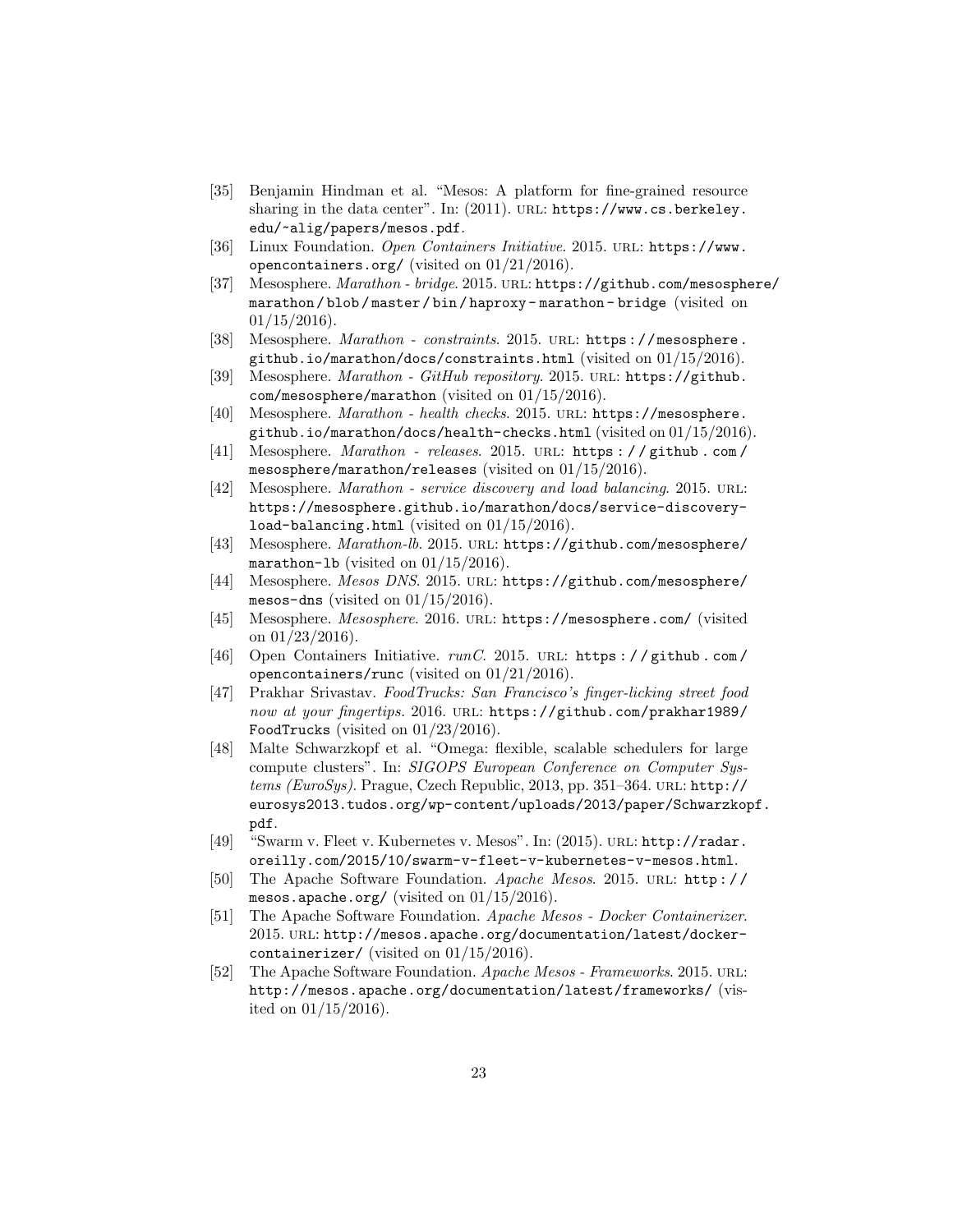- [35] Benjamin Hindman et al. "Mesos: A platform for fine-grained resource sharing in the data center". In: (2011). URL: https://www.cs.berkeley.edu/~alig/papers/mesos.pdf.
- [36] Linux Foundation. *Open Containers Initiative*. 2015. URL: https://www.opencontainers.org/ (visited on 01/21/2016).
- [37] Mesosphere. *Marathon - bridge*. 2015. URL: https://github.com/mesosphere/marathon/blob/master/bin/haproxy-marathon-bridge (visited on 01/15/2016).
- [38] Mesosphere. *Marathon - constraints*. 2015. URL: https://mesosphere.github.io/marathon/docs/constraints.html (visited on 01/15/2016).
- [39] Mesosphere. *Marathon - GitHub repository*. 2015. URL: https://github.com/mesosphere/marathon (visited on 01/15/2016).
- [40] Mesosphere. *Marathon - health checks*. 2015. URL: https://mesosphere.github.io/marathon/docs/health-checks.html (visited on 01/15/2016).
- [41] Mesosphere. *Marathon - releases*. 2015. URL: https://github.com/mesosphere/marathon/releases (visited on 01/15/2016).
- [42] Mesosphere. *Marathon - service discovery and load balancing*. 2015. URL: https://mesosphere.github.io/marathon/docs/service-discovery-load-balancing.html (visited on 01/15/2016).
- [43] Mesosphere. *Marathon-lb*. 2015. URL: https://github.com/mesosphere/marathon-lb (visited on 01/15/2016).
- [44] Mesosphere. *Mesos DNS*. 2015. URL: https://github.com/mesosphere/mesos-dns (visited on 01/15/2016).
- [45] Mesosphere. *Mesosphere*. 2016. URL: https://mesosphere.com/ (visited on 01/23/2016).
- [46] Open Containers Initiative. *runC*. 2015. URL: https://github.com/opencontainers/runc (visited on 01/21/2016).
- [47] Prakhar Srivastav. *FoodTrucks: San Francisco's finger-licking street food now at your fingertips*. 2016. URL: https://github.com/prakhar1989/FoodTrucks (visited on 01/23/2016).
- [48] Malte Schwarzkopf et al. "Omega: flexible, scalable schedulers for large compute clusters". In: *SIGOPS European Conference on Computer Systems (EuroSys)*. Prague, Czech Republic, 2013, pp. 351–364. URL: http://eurosys2013.tudos.org/wp-content/uploads/2013/paper/Schwarzkopf.pdf.
- [49] "Swarm v. Fleet v. Kubernetes v. Mesos". In: (2015). URL: http://radar.oreilly.com/2015/10/swarm-v-fleet-v-kubernetes-v-mesos.html.
- [50] The Apache Software Foundation. *Apache Mesos*. 2015. URL: http://mesos.apache.org/ (visited on 01/15/2016).
- [51] The Apache Software Foundation. *Apache Mesos - Docker Containerizer*. 2015. URL: http://mesos.apache.org/documentation/latest/docker-containerizer/ (visited on 01/15/2016).
- [52] The Apache Software Foundation. *Apache Mesos - Frameworks*. 2015. URL: http://mesos.apache.org/documentation/latest/frameworks/ (visited on 01/15/2016).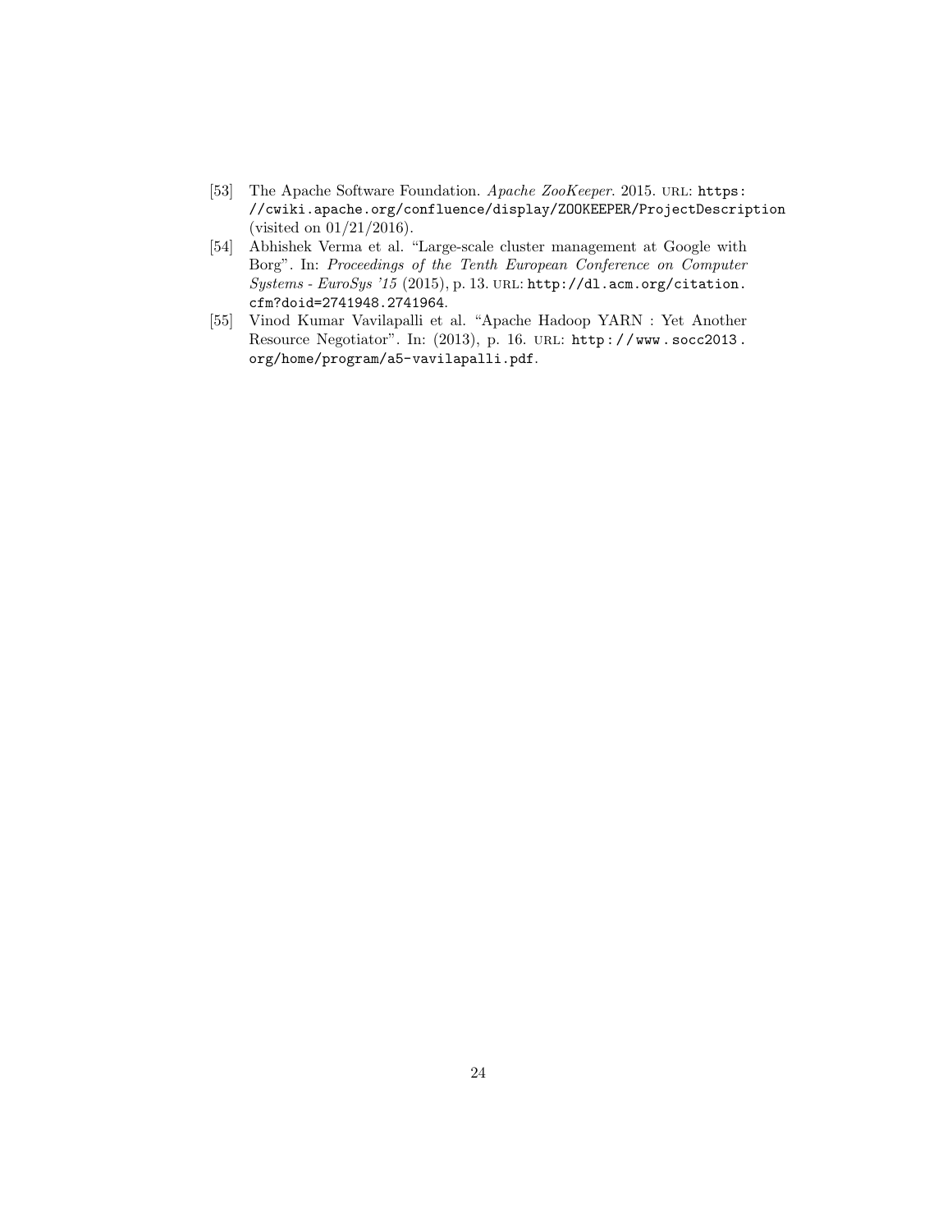[53] The Apache Software Foundation. *Apache ZooKeeper*. 2015. URL: https://cwiki.apache.org/confluence/display/ZOOKEEPER/ProjectDescription (visited on 01/21/2016).

[54] Abhishek Verma et al. "Large-scale cluster management at Google with Borg". In: *Proceedings of the Tenth European Conference on Computer Systems - EuroSys '15* (2015), p. 13. URL: http://dl.acm.org/citation.cfm?doid=2741948.2741964.

[55] Vinod Kumar Vavilapalli et al. "Apache Hadoop YARN : Yet Another Resource Negotiator". In: (2013), p. 16. URL: http://www.socc2013.org/home/program/a5-vavilapalli.pdf.